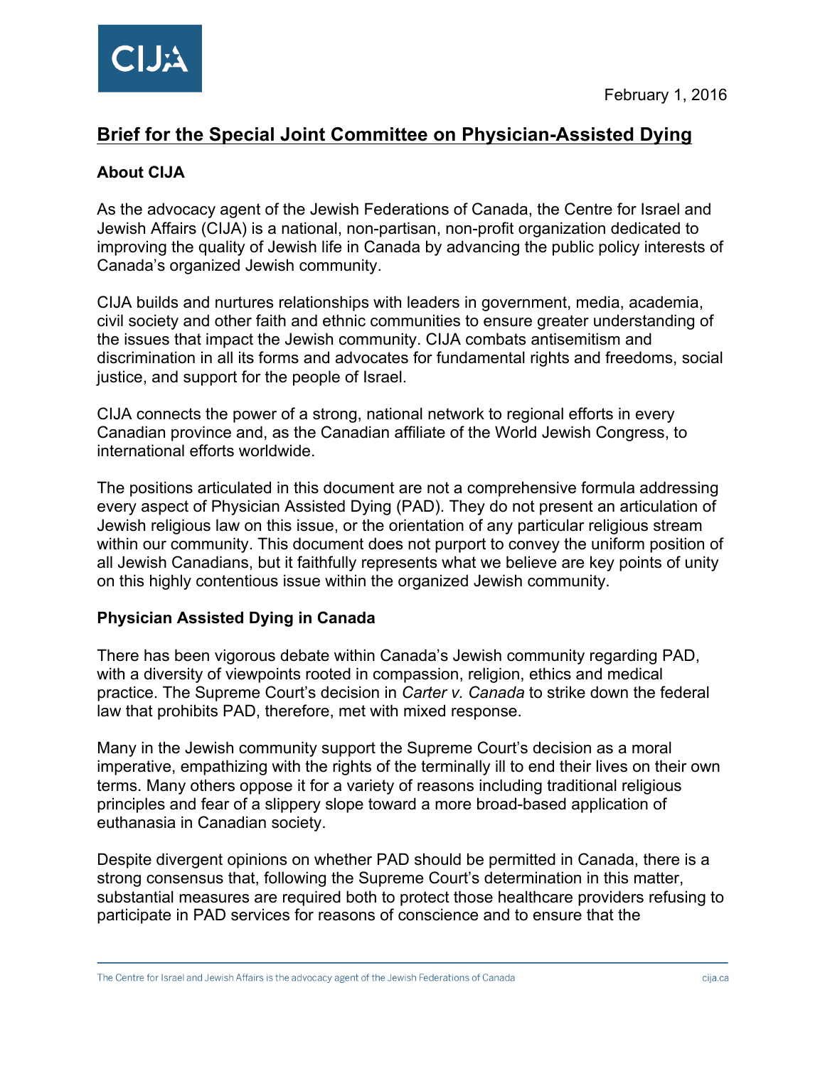February 1, 2016

# Brief for the Special Joint Committee on Physician-Assisted Dying

## About CIJA

As the advocacy agent of the Jewish Federations of Canada, the Centre for Israel and Jewish Affairs (CIJA) is a national, non-partisan, non-profit organization dedicated to improving the quality of Jewish life in Canada by advancing the public policy interests of Canada's organized Jewish community.

CIJA builds and nurtures relationships with leaders in government, media, academia, civil society and other faith and ethnic communities to ensure greater understanding of the issues that impact the Jewish community. CIJA combats antisemitism and discrimination in all its forms and advocates for fundamental rights and freedoms, social justice, and support for the people of Israel.

CIJA connects the power of a strong, national network to regional efforts in every Canadian province and, as the Canadian affiliate of the World Jewish Congress, to international efforts worldwide.

The positions articulated in this document are not a comprehensive formula addressing every aspect of Physician Assisted Dying (PAD). They do not present an articulation of Jewish religious law on this issue, or the orientation of any particular religious stream within our community. This document does not purport to convey the uniform position of all Jewish Canadians, but it faithfully represents what we believe are key points of unity on this highly contentious issue within the organized Jewish community.

## Physician Assisted Dying in Canada

There has been vigorous debate within Canada's Jewish community regarding PAD, with a diversity of viewpoints rooted in compassion, religion, ethics and medical practice. The Supreme Court's decision in *Carter v. Canada* to strike down the federal law that prohibits PAD, therefore, met with mixed response.

Many in the Jewish community support the Supreme Court's decision as a moral imperative, empathizing with the rights of the terminally ill to end their lives on their own terms. Many others oppose it for a variety of reasons including traditional religious principles and fear of a slippery slope toward a more broad-based application of euthanasia in Canadian society.

Despite divergent opinions on whether PAD should be permitted in Canada, there is a strong consensus that, following the Supreme Court's determination in this matter, substantial measures are required both to protect those healthcare providers refusing to participate in PAD services for reasons of conscience and to ensure that the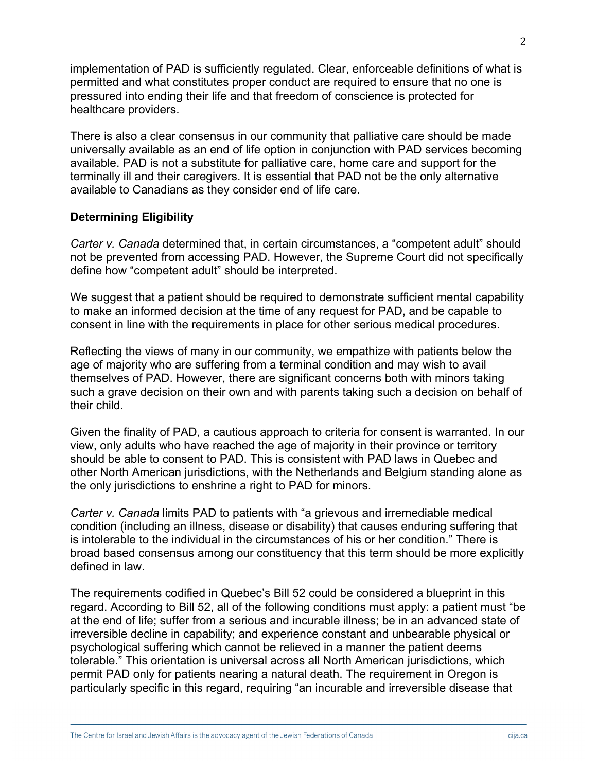implementation of PAD is sufficiently regulated. Clear, enforceable definitions of what is permitted and what constitutes proper conduct are required to ensure that no one is pressured into ending their life and that freedom of conscience is protected for healthcare providers.

There is also a clear consensus in our community that palliative care should be made universally available as an end of life option in conjunction with PAD services becoming available. PAD is not a substitute for palliative care, home care and support for the terminally ill and their caregivers. It is essential that PAD not be the only alternative available to Canadians as they consider end of life care.

**Determining Eligibility**

*Carter v. Canada* determined that, in certain circumstances, a "competent adult" should not be prevented from accessing PAD. However, the Supreme Court did not specifically define how "competent adult" should be interpreted.

We suggest that a patient should be required to demonstrate sufficient mental capability to make an informed decision at the time of any request for PAD, and be capable to consent in line with the requirements in place for other serious medical procedures.

Reflecting the views of many in our community, we empathize with patients below the age of majority who are suffering from a terminal condition and may wish to avail themselves of PAD. However, there are significant concerns both with minors taking such a grave decision on their own and with parents taking such a decision on behalf of their child.

Given the finality of PAD, a cautious approach to criteria for consent is warranted. In our view, only adults who have reached the age of majority in their province or territory should be able to consent to PAD. This is consistent with PAD laws in Quebec and other North American jurisdictions, with the Netherlands and Belgium standing alone as the only jurisdictions to enshrine a right to PAD for minors.

*Carter v. Canada* limits PAD to patients with "a grievous and irremediable medical condition (including an illness, disease or disability) that causes enduring suffering that is intolerable to the individual in the circumstances of his or her condition." There is broad based consensus among our constituency that this term should be more explicitly defined in law.

The requirements codified in Quebec's Bill 52 could be considered a blueprint in this regard. According to Bill 52, all of the following conditions must apply: a patient must "be at the end of life; suffer from a serious and incurable illness; be in an advanced state of irreversible decline in capability; and experience constant and unbearable physical or psychological suffering which cannot be relieved in a manner the patient deems tolerable." This orientation is universal across all North American jurisdictions, which permit PAD only for patients nearing a natural death. The requirement in Oregon is particularly specific in this regard, requiring "an incurable and irreversible disease that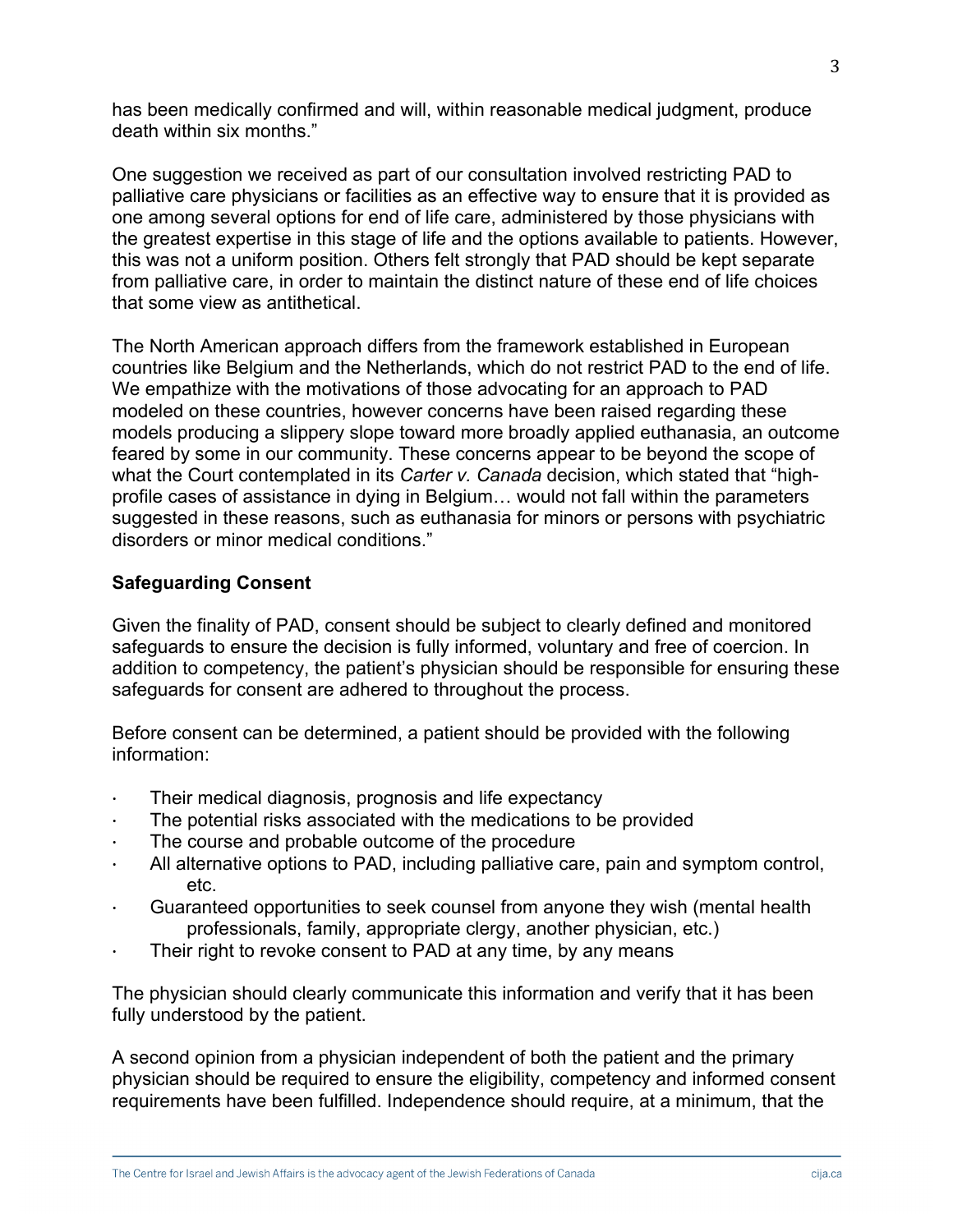has been medically confirmed and will, within reasonable medical judgment, produce death within six months."

One suggestion we received as part of our consultation involved restricting PAD to palliative care physicians or facilities as an effective way to ensure that it is provided as one among several options for end of life care, administered by those physicians with the greatest expertise in this stage of life and the options available to patients. However, this was not a uniform position. Others felt strongly that PAD should be kept separate from palliative care, in order to maintain the distinct nature of these end of life choices that some view as antithetical.

The North American approach differs from the framework established in European countries like Belgium and the Netherlands, which do not restrict PAD to the end of life. We empathize with the motivations of those advocating for an approach to PAD modeled on these countries, however concerns have been raised regarding these models producing a slippery slope toward more broadly applied euthanasia, an outcome feared by some in our community. These concerns appear to be beyond the scope of what the Court contemplated in its *Carter v. Canada* decision, which stated that "high-profile cases of assistance in dying in Belgium… would not fall within the parameters suggested in these reasons, such as euthanasia for minors or persons with psychiatric disorders or minor medical conditions."

**Safeguarding Consent**

Given the finality of PAD, consent should be subject to clearly defined and monitored safeguards to ensure the decision is fully informed, voluntary and free of coercion. In addition to competency, the patient's physician should be responsible for ensuring these safeguards for consent are adhered to throughout the process.

Before consent can be determined, a patient should be provided with the following information:

- Their medical diagnosis, prognosis and life expectancy
- The potential risks associated with the medications to be provided
- The course and probable outcome of the procedure
- All alternative options to PAD, including palliative care, pain and symptom control, etc.
- Guaranteed opportunities to seek counsel from anyone they wish (mental health professionals, family, appropriate clergy, another physician, etc.)
- Their right to revoke consent to PAD at any time, by any means

The physician should clearly communicate this information and verify that it has been fully understood by the patient.

A second opinion from a physician independent of both the patient and the primary physician should be required to ensure the eligibility, competency and informed consent requirements have been fulfilled. Independence should require, at a minimum, that the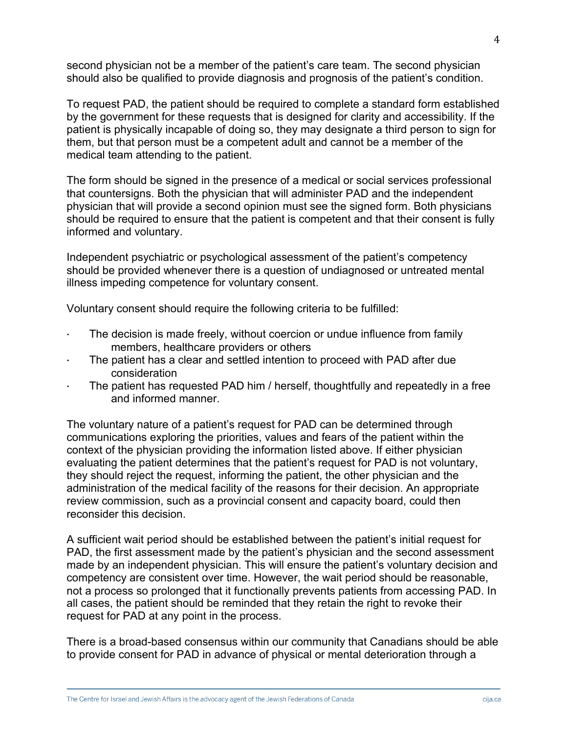second physician not be a member of the patient's care team. The second physician should also be qualified to provide diagnosis and prognosis of the patient's condition.

To request PAD, the patient should be required to complete a standard form established by the government for these requests that is designed for clarity and accessibility. If the patient is physically incapable of doing so, they may designate a third person to sign for them, but that person must be a competent adult and cannot be a member of the medical team attending to the patient.

The form should be signed in the presence of a medical or social services professional that countersigns. Both the physician that will administer PAD and the independent physician that will provide a second opinion must see the signed form. Both physicians should be required to ensure that the patient is competent and that their consent is fully informed and voluntary.

Independent psychiatric or psychological assessment of the patient's competency should be provided whenever there is a question of undiagnosed or untreated mental illness impeding competence for voluntary consent.

Voluntary consent should require the following criteria to be fulfilled:

- The decision is made freely, without coercion or undue influence from family members, healthcare providers or others
- The patient has a clear and settled intention to proceed with PAD after due consideration
- The patient has requested PAD him / herself, thoughtfully and repeatedly in a free and informed manner.

The voluntary nature of a patient's request for PAD can be determined through communications exploring the priorities, values and fears of the patient within the context of the physician providing the information listed above. If either physician evaluating the patient determines that the patient's request for PAD is not voluntary, they should reject the request, informing the patient, the other physician and the administration of the medical facility of the reasons for their decision. An appropriate review commission, such as a provincial consent and capacity board, could then reconsider this decision.

A sufficient wait period should be established between the patient's initial request for PAD, the first assessment made by the patient's physician and the second assessment made by an independent physician. This will ensure the patient's voluntary decision and competency are consistent over time. However, the wait period should be reasonable, not a process so prolonged that it functionally prevents patients from accessing PAD. In all cases, the patient should be reminded that they retain the right to revoke their request for PAD at any point in the process.

There is a broad-based consensus within our community that Canadians should be able to provide consent for PAD in advance of physical or mental deterioration through a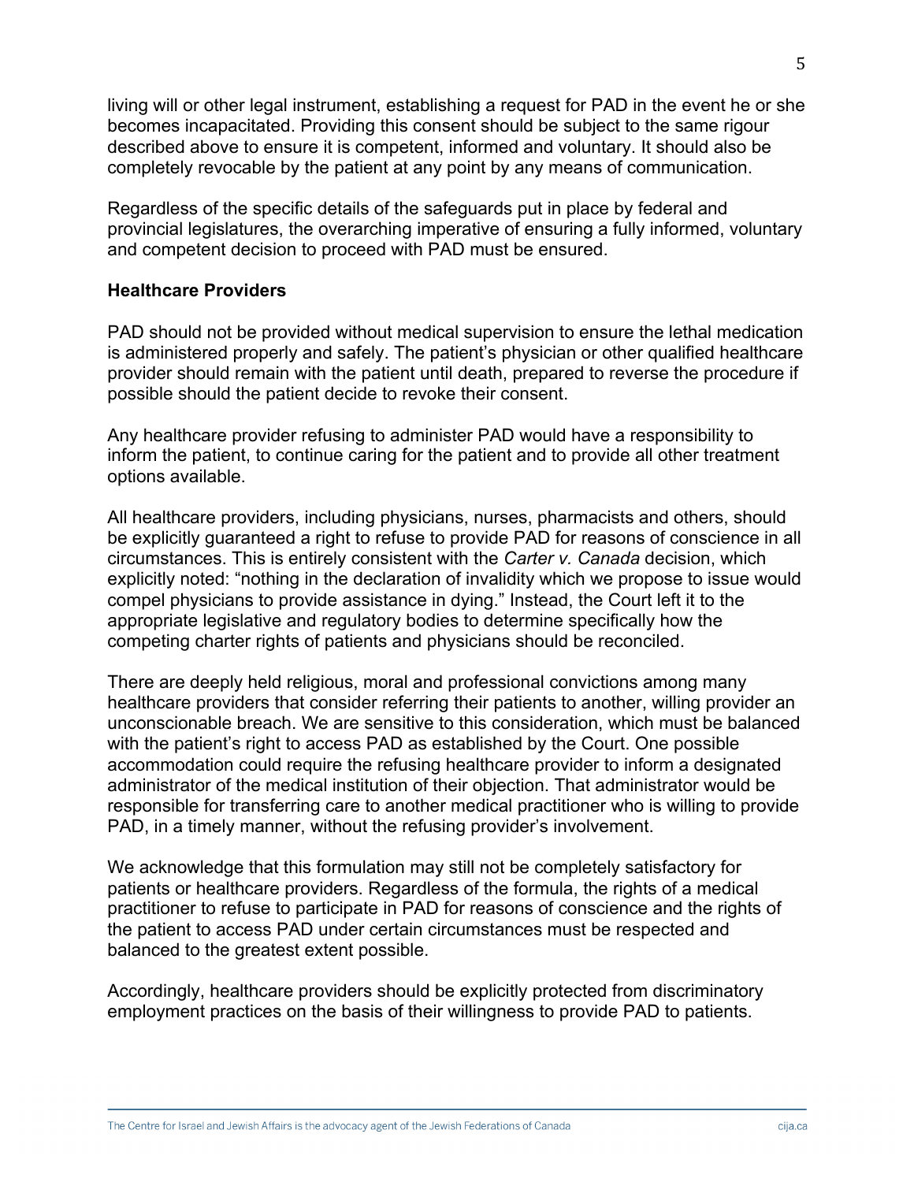living will or other legal instrument, establishing a request for PAD in the event he or she becomes incapacitated. Providing this consent should be subject to the same rigour described above to ensure it is competent, informed and voluntary. It should also be completely revocable by the patient at any point by any means of communication.

Regardless of the specific details of the safeguards put in place by federal and provincial legislatures, the overarching imperative of ensuring a fully informed, voluntary and competent decision to proceed with PAD must be ensured.

**Healthcare Providers**

PAD should not be provided without medical supervision to ensure the lethal medication is administered properly and safely. The patient's physician or other qualified healthcare provider should remain with the patient until death, prepared to reverse the procedure if possible should the patient decide to revoke their consent.

Any healthcare provider refusing to administer PAD would have a responsibility to inform the patient, to continue caring for the patient and to provide all other treatment options available.

All healthcare providers, including physicians, nurses, pharmacists and others, should be explicitly guaranteed a right to refuse to provide PAD for reasons of conscience in all circumstances. This is entirely consistent with the *Carter v. Canada* decision, which explicitly noted: "nothing in the declaration of invalidity which we propose to issue would compel physicians to provide assistance in dying." Instead, the Court left it to the appropriate legislative and regulatory bodies to determine specifically how the competing charter rights of patients and physicians should be reconciled.

There are deeply held religious, moral and professional convictions among many healthcare providers that consider referring their patients to another, willing provider an unconscionable breach. We are sensitive to this consideration, which must be balanced with the patient's right to access PAD as established by the Court. One possible accommodation could require the refusing healthcare provider to inform a designated administrator of the medical institution of their objection. That administrator would be responsible for transferring care to another medical practitioner who is willing to provide PAD, in a timely manner, without the refusing provider's involvement.

We acknowledge that this formulation may still not be completely satisfactory for patients or healthcare providers. Regardless of the formula, the rights of a medical practitioner to refuse to participate in PAD for reasons of conscience and the rights of the patient to access PAD under certain circumstances must be respected and balanced to the greatest extent possible.

Accordingly, healthcare providers should be explicitly protected from discriminatory employment practices on the basis of their willingness to provide PAD to patients.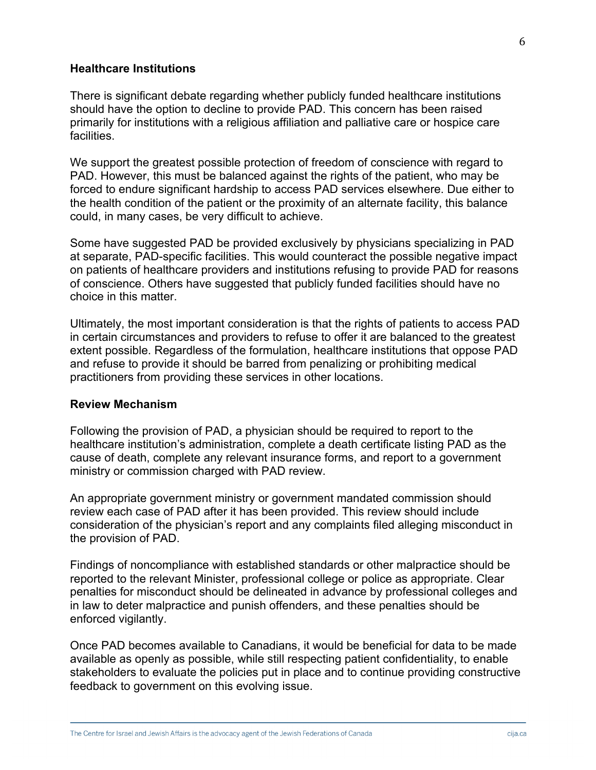## Healthcare Institutions

There is significant debate regarding whether publicly funded healthcare institutions should have the option to decline to provide PAD. This concern has been raised primarily for institutions with a religious affiliation and palliative care or hospice care facilities.

We support the greatest possible protection of freedom of conscience with regard to PAD. However, this must be balanced against the rights of the patient, who may be forced to endure significant hardship to access PAD services elsewhere. Due either to the health condition of the patient or the proximity of an alternate facility, this balance could, in many cases, be very difficult to achieve.

Some have suggested PAD be provided exclusively by physicians specializing in PAD at separate, PAD-specific facilities. This would counteract the possible negative impact on patients of healthcare providers and institutions refusing to provide PAD for reasons of conscience. Others have suggested that publicly funded facilities should have no choice in this matter.

Ultimately, the most important consideration is that the rights of patients to access PAD in certain circumstances and providers to refuse to offer it are balanced to the greatest extent possible. Regardless of the formulation, healthcare institutions that oppose PAD and refuse to provide it should be barred from penalizing or prohibiting medical practitioners from providing these services in other locations.

## Review Mechanism

Following the provision of PAD, a physician should be required to report to the healthcare institution's administration, complete a death certificate listing PAD as the cause of death, complete any relevant insurance forms, and report to a government ministry or commission charged with PAD review.

An appropriate government ministry or government mandated commission should review each case of PAD after it has been provided. This review should include consideration of the physician's report and any complaints filed alleging misconduct in the provision of PAD.

Findings of noncompliance with established standards or other malpractice should be reported to the relevant Minister, professional college or police as appropriate. Clear penalties for misconduct should be delineated in advance by professional colleges and in law to deter malpractice and punish offenders, and these penalties should be enforced vigilantly.

Once PAD becomes available to Canadians, it would be beneficial for data to be made available as openly as possible, while still respecting patient confidentiality, to enable stakeholders to evaluate the policies put in place and to continue providing constructive feedback to government on this evolving issue.